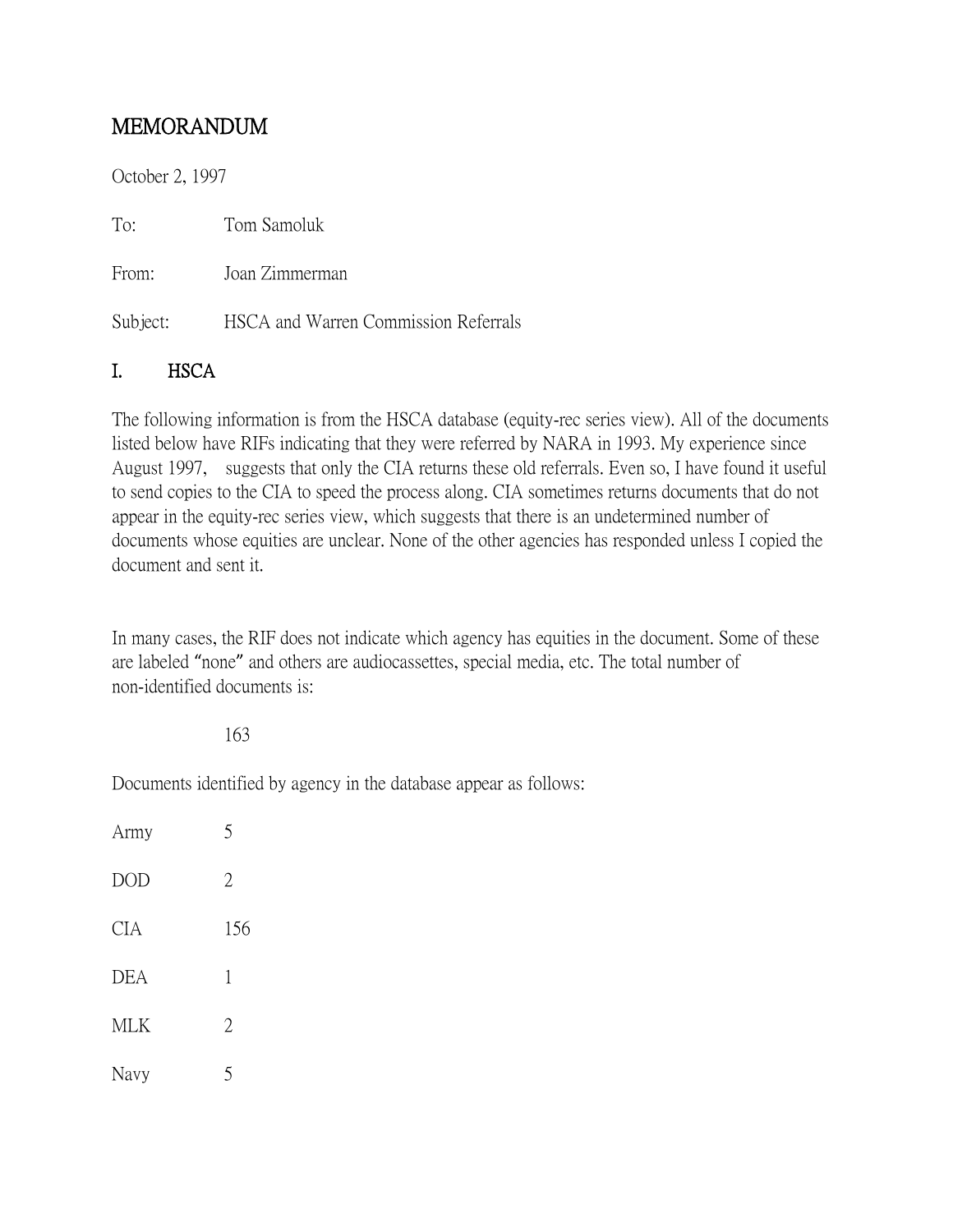# MEMORANDUM

October 2, 1997

To: Tom Samoluk

From: Joan Zimmerman

Subject: HSCA and Warren Commission Referrals

## I. HSCA

The following information is from the HSCA database (equity-rec series view). All of the documents listed below have RIFs indicating that they were referred by NARA in 1993. My experience since August 1997, suggests that only the CIA returns these old referrals. Even so, I have found it useful to send copies to the CIA to speed the process along. CIA sometimes returns documents that do not appear in the equity-rec series view, which suggests that there is an undetermined number of documents whose equities are unclear. None of the other agencies has responded unless I copied the document and sent it.

In many cases, the RIF does not indicate which agency has equities in the document. Some of these are labeled "none" and others are audiocassettes, special media, etc. The total number of non-identified documents is:

163

Documents identified by agency in the database appear as follows:

| | |
|---|---|
| Army | 5 |
| DOD | 2 |
| CIA | 156 |
| DEA | 1 |
| MLK | 2 |
| Navy | 5 |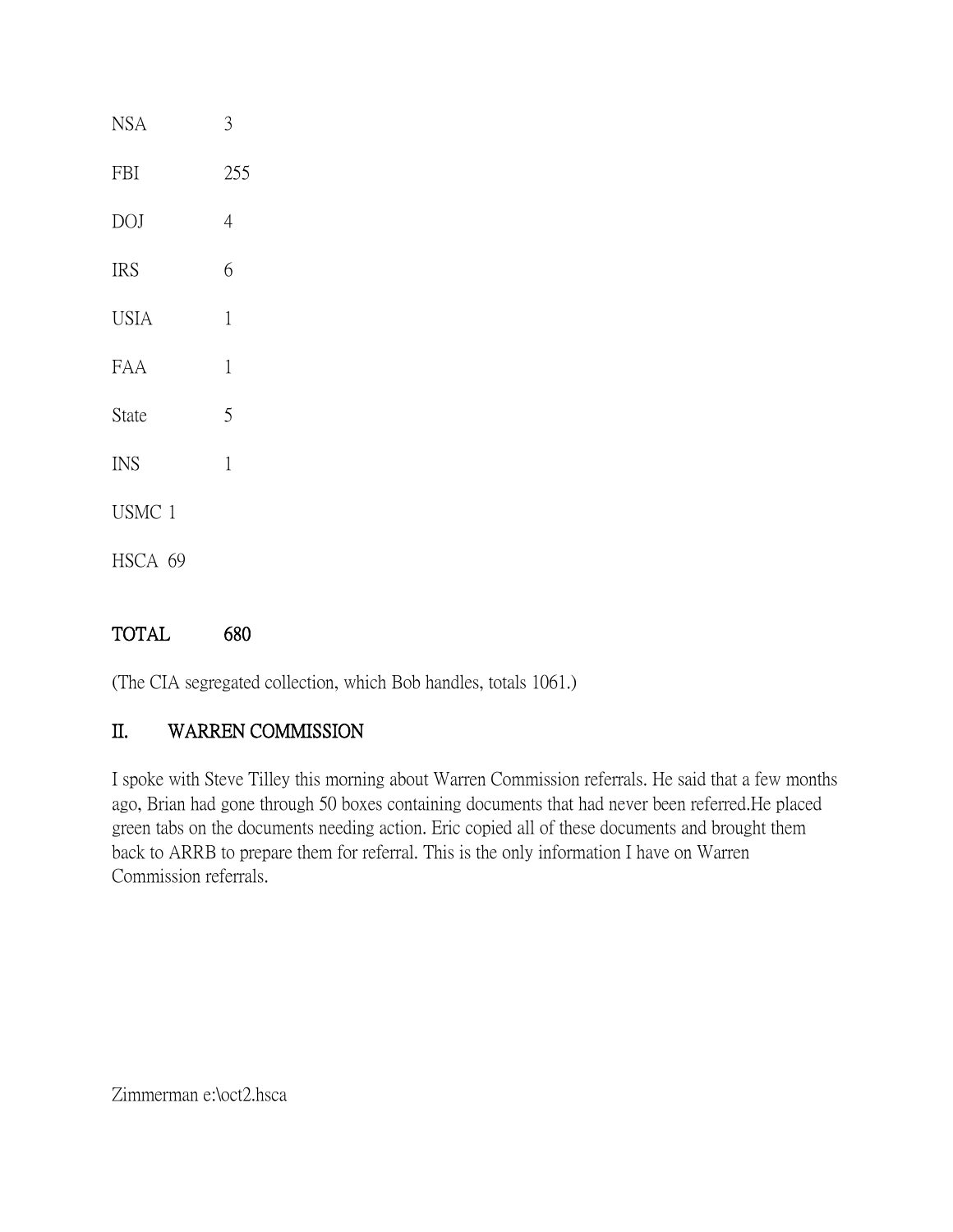| | |
|---|---|
| NSA | 3 |
| FBI | 255 |
| DOJ | 4 |
| IRS | 6 |
| USIA | 1 |
| FAA | 1 |
| State | 5 |
| INS | 1 |
| USMC | 1 |
| HSCA | 69 |
| **TOTAL** | **680** |

(The CIA segregated collection, which Bob handles, totals 1061.)

## II. WARREN COMMISSION

I spoke with Steve Tilley this morning about Warren Commission referrals. He said that a few months ago, Brian had gone through 50 boxes containing documents that had never been referred.He placed green tabs on the documents needing action. Eric copied all of these documents and brought them back to ARRB to prepare them for referral. This is the only information I have on Warren Commission referrals.

Zimmerman e:\oct2.hsca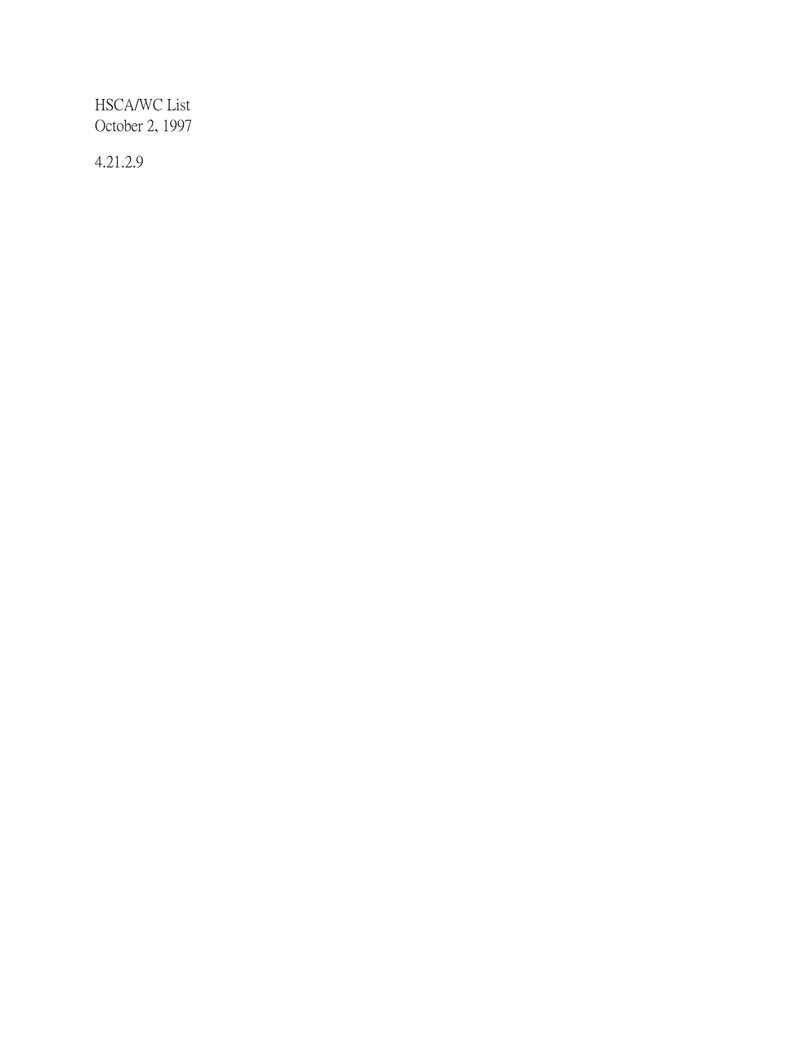HSCA/WC List
October 2, 1997

4.21.2.9